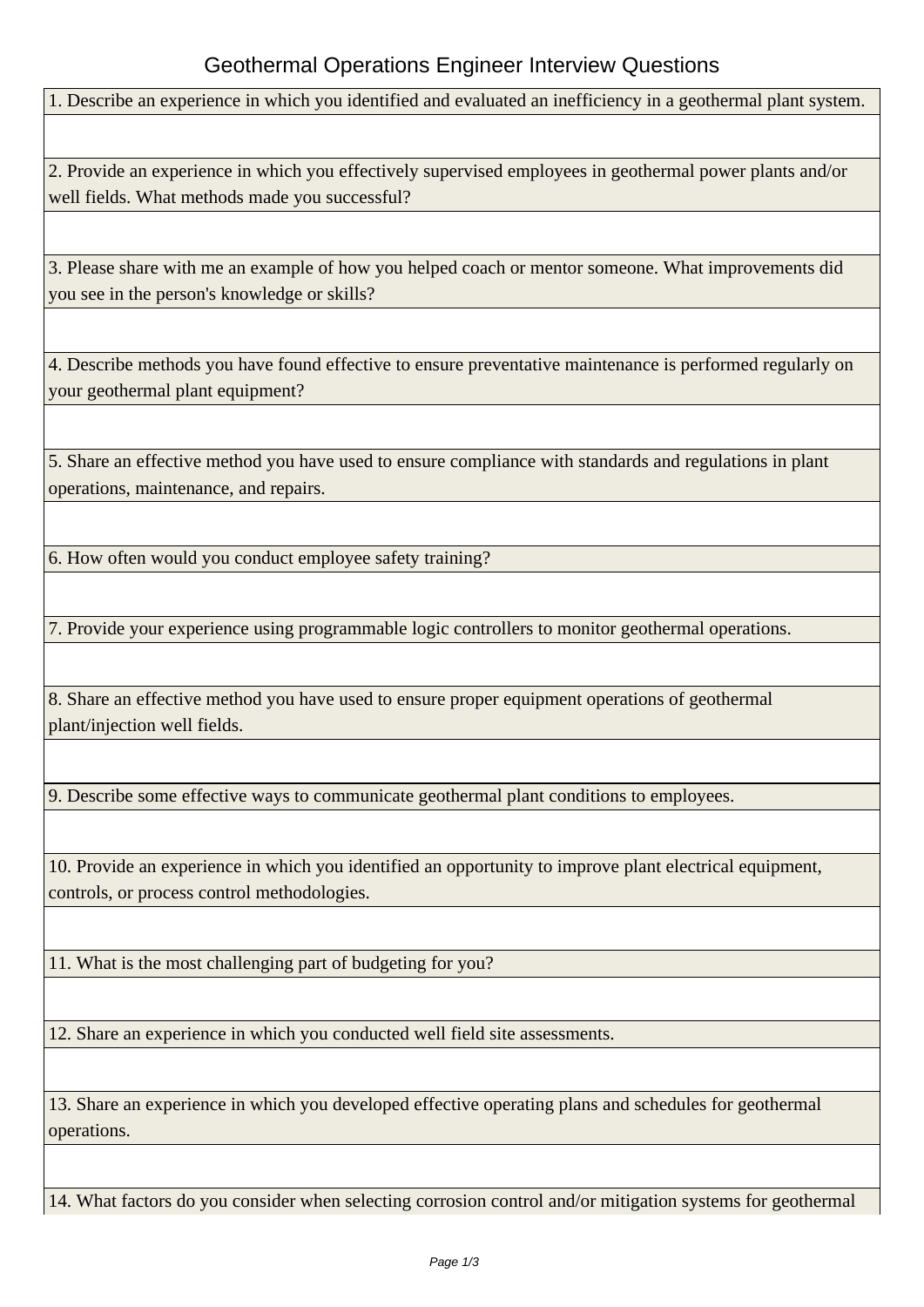# Geothermal Operations Engineer Interview Questions

1. Describe an experience in which you identified and evaluated an inefficiency in a geothermal plant system.

2. Provide an experience in which you effectively supervised employees in geothermal power plants and/or well fields. What methods made you successful?

3. Please share with me an example of how you helped coach or mentor someone. What improvements did you see in the person's knowledge or skills?

4. Describe methods you have found effective to ensure preventative maintenance is performed regularly on your geothermal plant equipment?

5. Share an effective method you have used to ensure compliance with standards and regulations in plant operations, maintenance, and repairs.

6. How often would you conduct employee safety training?

7. Provide your experience using programmable logic controllers to monitor geothermal operations.

8. Share an effective method you have used to ensure proper equipment operations of geothermal plant/injection well fields.

9. Describe some effective ways to communicate geothermal plant conditions to employees.

10. Provide an experience in which you identified an opportunity to improve plant electrical equipment, controls, or process control methodologies.

11. What is the most challenging part of budgeting for you?

12. Share an experience in which you conducted well field site assessments.

13. Share an experience in which you developed effective operating plans and schedules for geothermal operations.

14. What factors do you consider when selecting corrosion control and/or mitigation systems for geothermal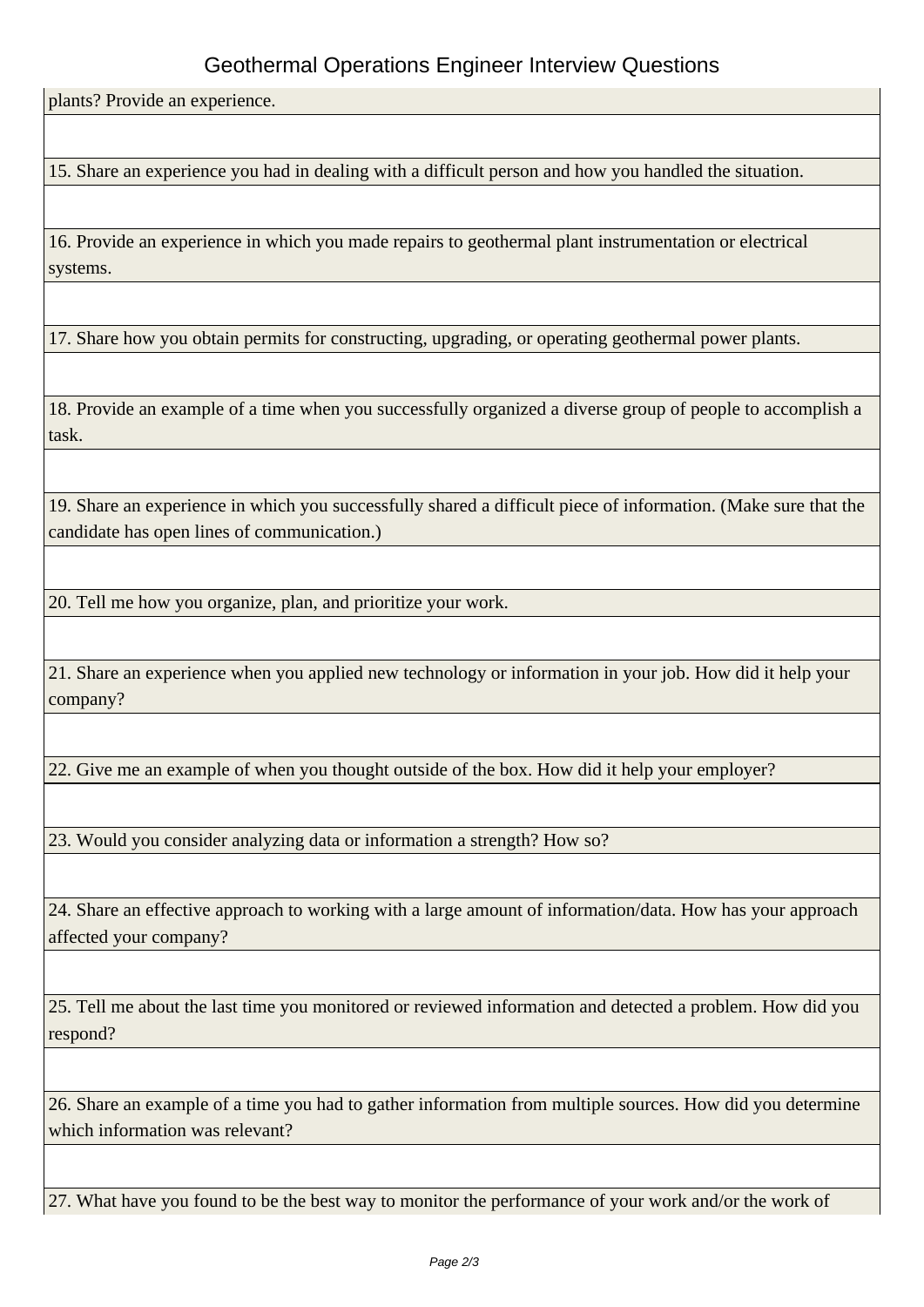plants? Provide an experience.

15. Share an experience you had in dealing with a difficult person and how you handled the situation.

16. Provide an experience in which you made repairs to geothermal plant instrumentation or electrical systems.

17. Share how you obtain permits for constructing, upgrading, or operating geothermal power plants.

18. Provide an example of a time when you successfully organized a diverse group of people to accomplish a task.

19. Share an experience in which you successfully shared a difficult piece of information. (Make sure that the candidate has open lines of communication.)

20. Tell me how you organize, plan, and prioritize your work.

21. Share an experience when you applied new technology or information in your job. How did it help your company?

22. Give me an example of when you thought outside of the box. How did it help your employer?

23. Would you consider analyzing data or information a strength? How so?

24. Share an effective approach to working with a large amount of information/data. How has your approach affected your company?

25. Tell me about the last time you monitored or reviewed information and detected a problem. How did you respond?

26. Share an example of a time you had to gather information from multiple sources. How did you determine which information was relevant?

27. What have you found to be the best way to monitor the performance of your work and/or the work of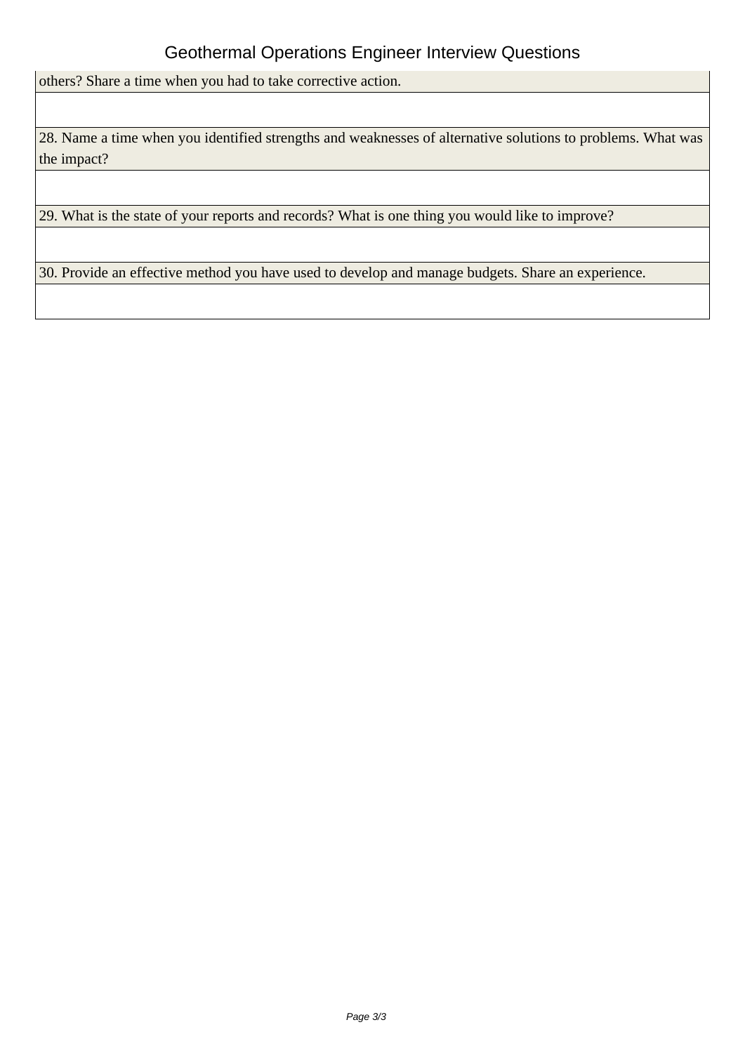| |
|---|
| others? Share a time when you had to take corrective action. |
| |
| 28. Name a time when you identified strengths and weaknesses of alternative solutions to problems. What was the impact? |
| |
| 29. What is the state of your reports and records? What is one thing you would like to improve? |
| |
| 30. Provide an effective method you have used to develop and manage budgets. Share an experience. |
| |